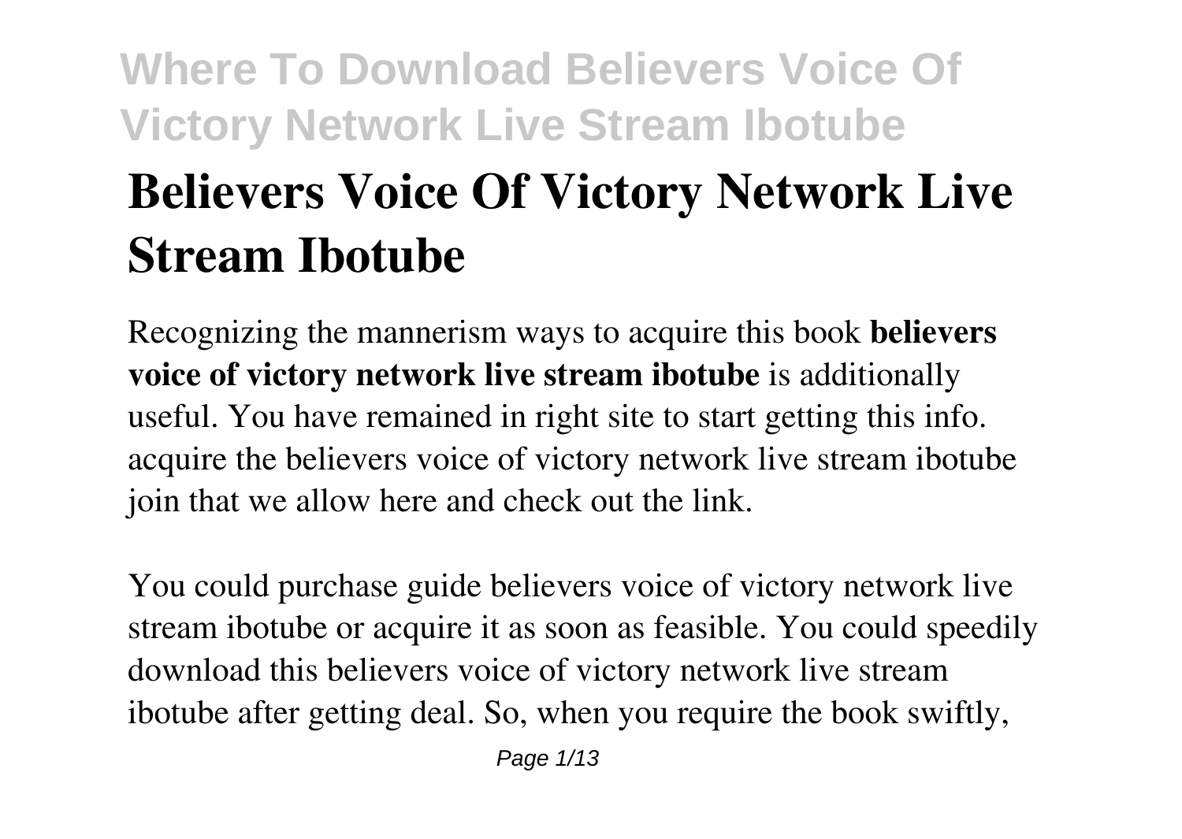# Believers Voice Of Victory Network Live Stream Ibotube

Recognizing the mannerism ways to acquire this book **believers voice of victory network live stream ibotube** is additionally useful. You have remained in right site to start getting this info. acquire the believers voice of victory network live stream ibotube join that we allow here and check out the link.

You could purchase guide believers voice of victory network live stream ibotube or acquire it as soon as feasible. You could speedily download this believers voice of victory network live stream ibotube after getting deal. So, when you require the book swiftly,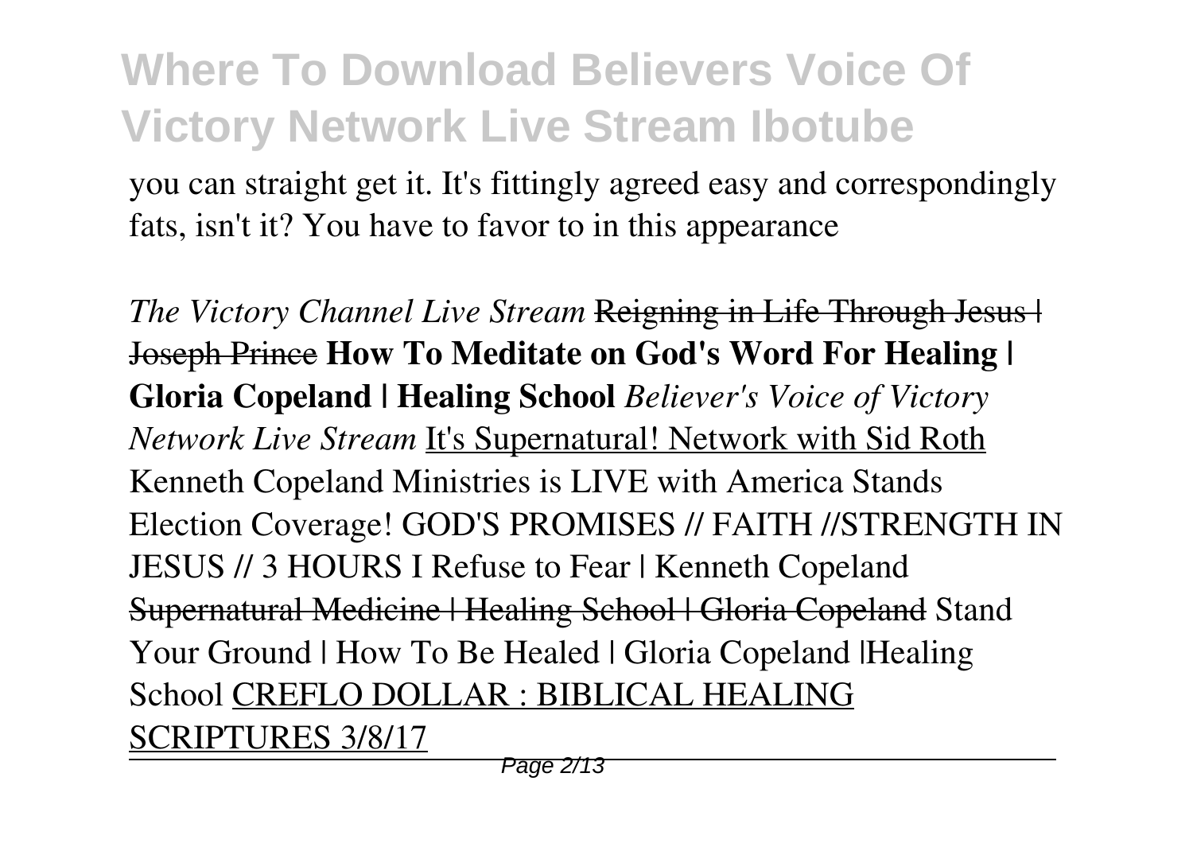you can straight get it. It's fittingly agreed easy and correspondingly fats, isn't it? You have to favor to in this appearance

*The Victory Channel Live Stream* ~~Reigning in Life Through Jesus | Joseph Prince~~ **How To Meditate on God's Word For Healing | Gloria Copeland | Healing School** *Believer's Voice of Victory Network Live Stream* It's Supernatural! Network with Sid Roth Kenneth Copeland Ministries is LIVE with America Stands Election Coverage! GOD'S PROMISES // FAITH //STRENGTH IN JESUS // 3 HOURS I Refuse to Fear | Kenneth Copeland ~~Supernatural Medicine | Healing School | Gloria Copeland~~ Stand Your Ground | How To Be Healed | Gloria Copeland |Healing School CREFLO DOLLAR : BIBLICAL HEALING SCRIPTURES 3/8/17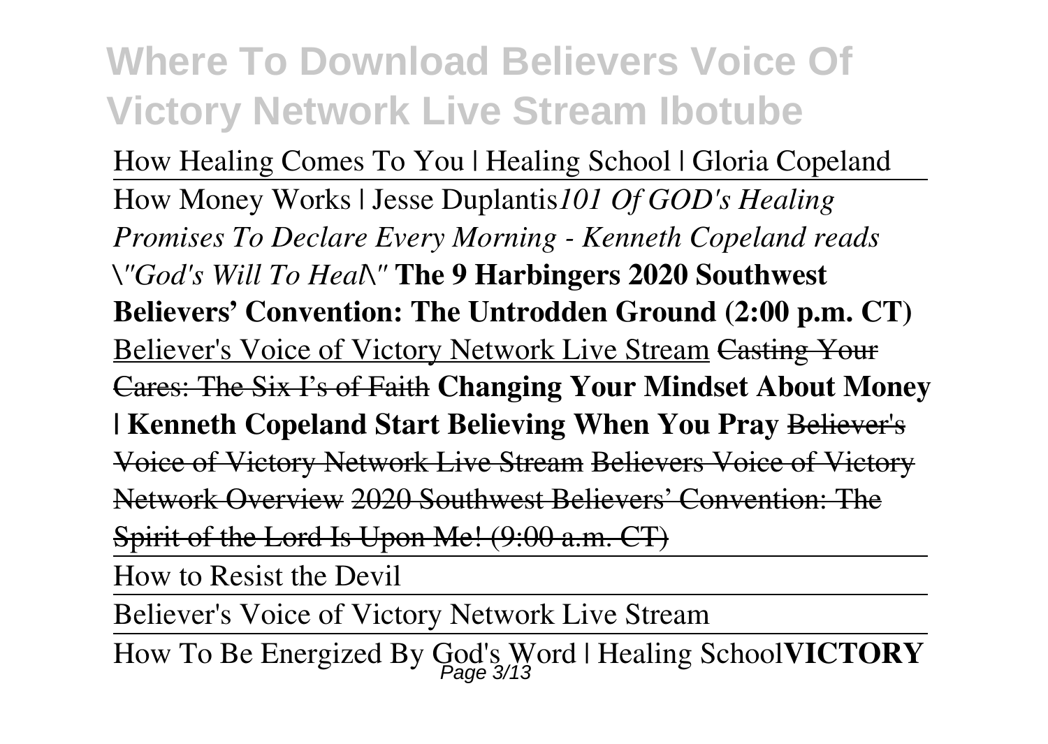How Healing Comes To You | Healing School | Gloria Copeland

How Money Works | Jesse Duplantis*101 Of GOD's Healing Promises To Declare Every Morning - Kenneth Copeland reads \"God's Will To Heal\"* **The 9 Harbingers 2020 Southwest Believers' Convention: The Untrodden Ground (2:00 p.m. CT)** Believer's Voice of Victory Network Live Stream ~~Casting Your Cares: The Six I's of Faith~~ **Changing Your Mindset About Money | Kenneth Copeland Start Believing When You Pray** ~~Believer's Voice of Victory Network Live Stream Believers Voice of Victory Network Overview 2020 Southwest Believers' Convention: The Spirit of the Lord Is Upon Me! (9:00 a.m. CT)~~

How to Resist the Devil

Believer's Voice of Victory Network Live Stream

How To Be Energized By God's Word | Healing School**VICTORY**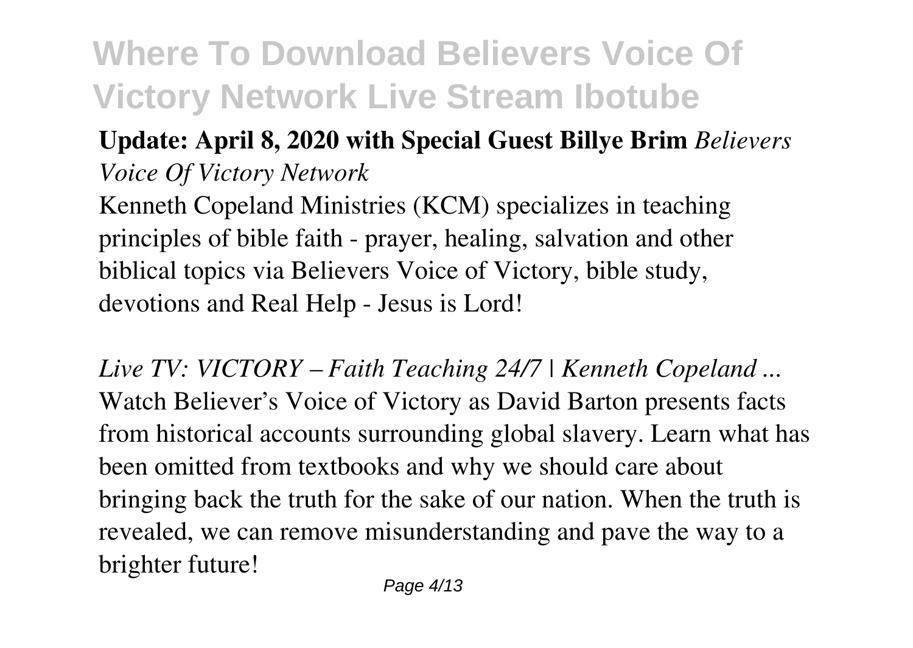**Update: April 8, 2020 with Special Guest Billye Brim** *Believers Voice Of Victory Network*

Kenneth Copeland Ministries (KCM) specializes in teaching principles of bible faith - prayer, healing, salvation and other biblical topics via Believers Voice of Victory, bible study, devotions and Real Help - Jesus is Lord!

*Live TV: VICTORY – Faith Teaching 24/7 | Kenneth Copeland ...*

Watch Believer's Voice of Victory as David Barton presents facts from historical accounts surrounding global slavery. Learn what has been omitted from textbooks and why we should care about bringing back the truth for the sake of our nation. When the truth is revealed, we can remove misunderstanding and pave the way to a brighter future!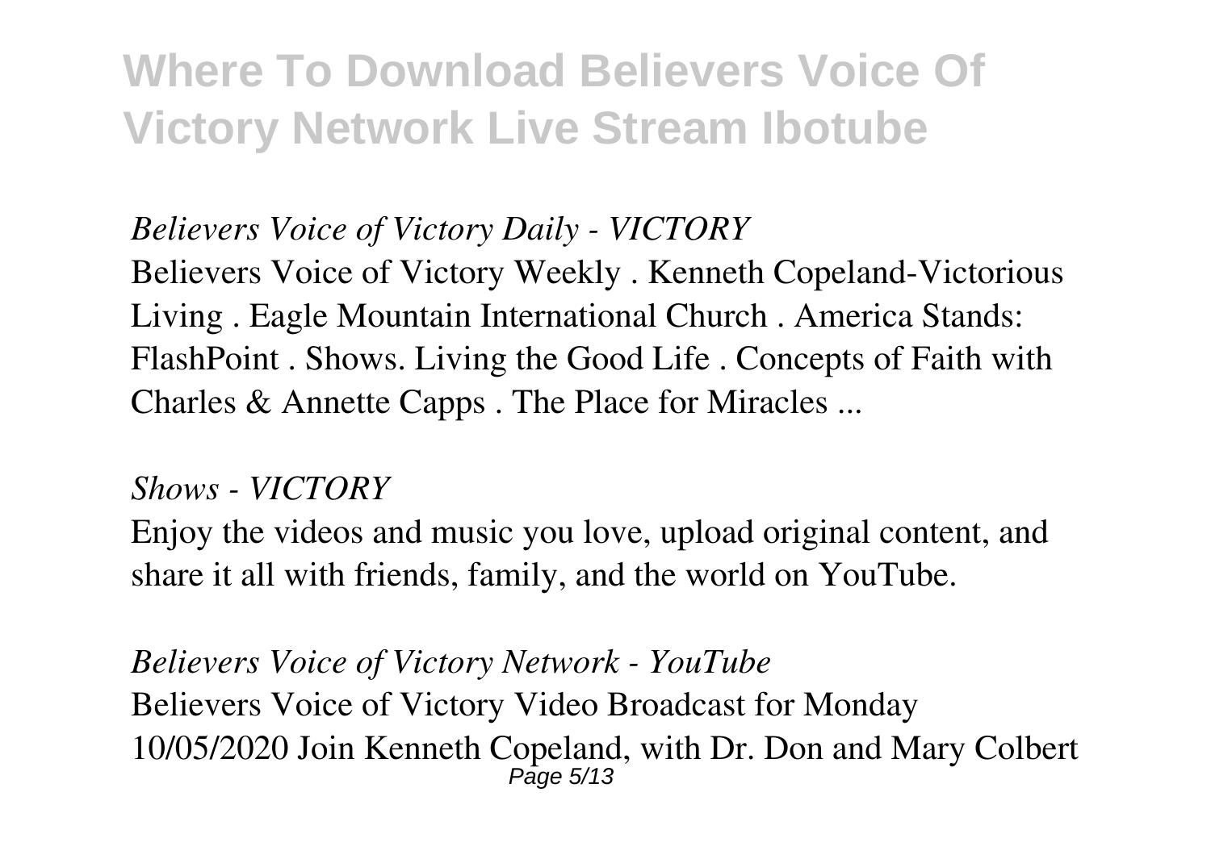*Believers Voice of Victory Daily - VICTORY*

Believers Voice of Victory Weekly . Kenneth Copeland-Victorious Living . Eagle Mountain International Church . America Stands: FlashPoint . Shows. Living the Good Life . Concepts of Faith with Charles & Annette Capps . The Place for Miracles ...

*Shows - VICTORY*

Enjoy the videos and music you love, upload original content, and share it all with friends, family, and the world on YouTube.

*Believers Voice of Victory Network - YouTube*

Believers Voice of Victory Video Broadcast for Monday 10/05/2020 Join Kenneth Copeland, with Dr. Don and Mary Colbert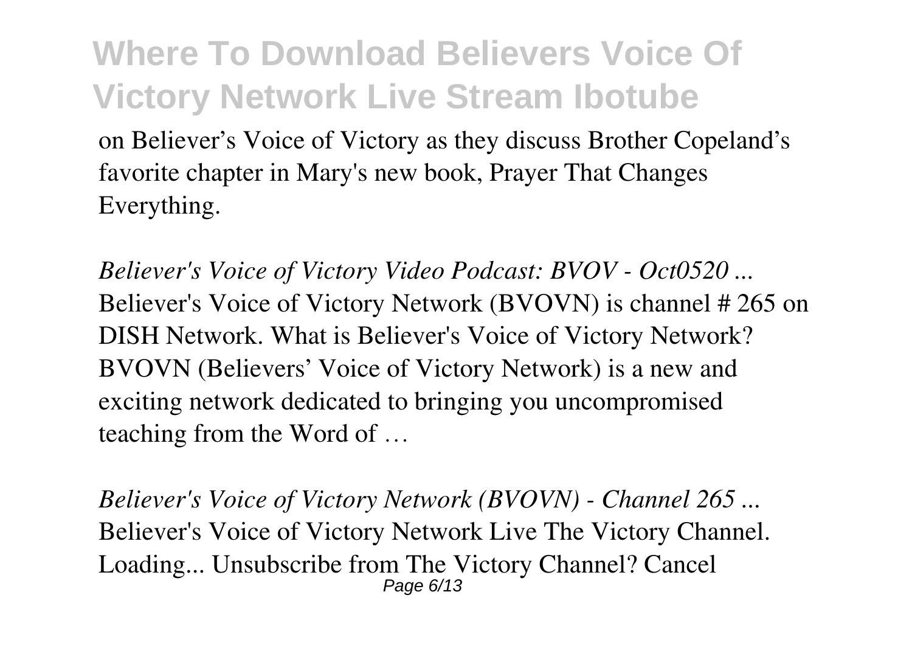on Believer's Voice of Victory as they discuss Brother Copeland's favorite chapter in Mary's new book, Prayer That Changes Everything.

*Believer's Voice of Victory Video Podcast: BVOV - Oct0520 ...*
Believer's Voice of Victory Network (BVOVN) is channel # 265 on DISH Network. What is Believer's Voice of Victory Network? BVOVN (Believers' Voice of Victory Network) is a new and exciting network dedicated to bringing you uncompromised teaching from the Word of …

*Believer's Voice of Victory Network (BVOVN) - Channel 265 ...*
Believer's Voice of Victory Network Live The Victory Channel. Loading... Unsubscribe from The Victory Channel? Cancel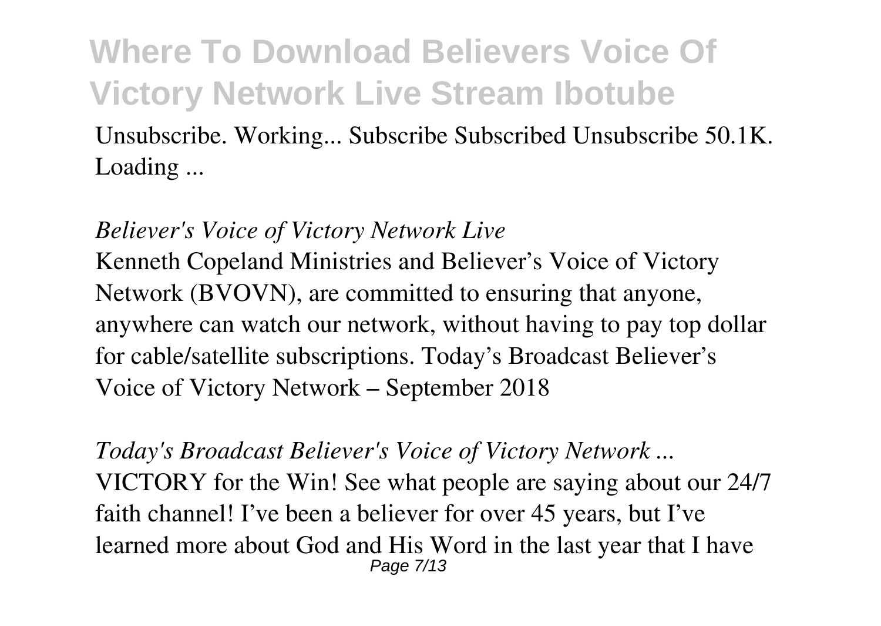Unsubscribe. Working... Subscribe Subscribed Unsubscribe 50.1K. Loading ...

*Believer's Voice of Victory Network Live*

Kenneth Copeland Ministries and Believer's Voice of Victory Network (BVOVN), are committed to ensuring that anyone, anywhere can watch our network, without having to pay top dollar for cable/satellite subscriptions. Today's Broadcast Believer's Voice of Victory Network – September 2018

*Today's Broadcast Believer's Voice of Victory Network ...*

VICTORY for the Win! See what people are saying about our 24/7 faith channel! I've been a believer for over 45 years, but I've learned more about God and His Word in the last year that I have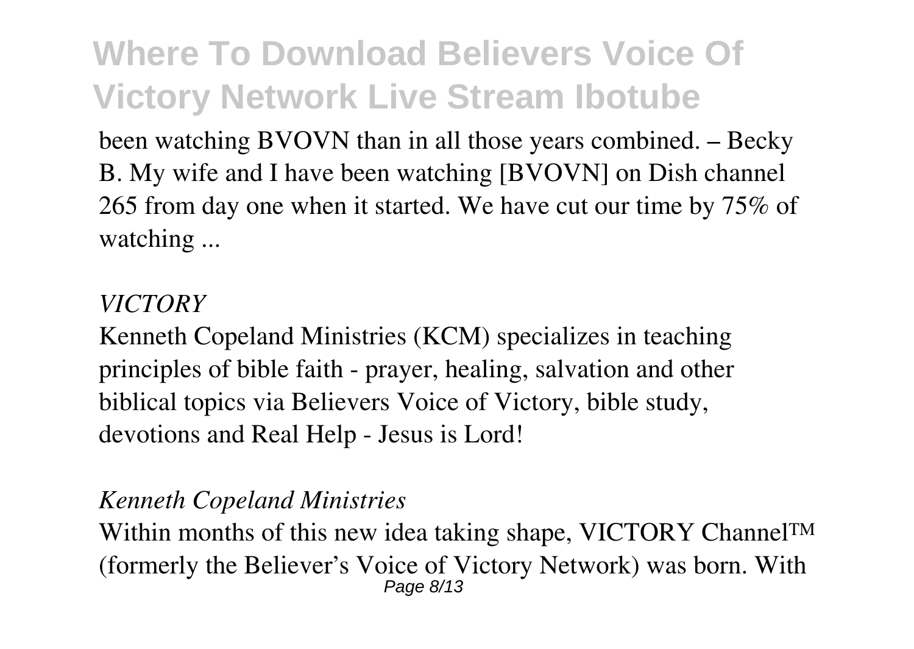been watching BVOVN than in all those years combined. – Becky B. My wife and I have been watching [BVOVN] on Dish channel 265 from day one when it started. We have cut our time by 75% of watching ...

*VICTORY*

Kenneth Copeland Ministries (KCM) specializes in teaching principles of bible faith - prayer, healing, salvation and other biblical topics via Believers Voice of Victory, bible study, devotions and Real Help - Jesus is Lord!

*Kenneth Copeland Ministries*

Within months of this new idea taking shape, VICTORY Channel™ (formerly the Believer's Voice of Victory Network) was born. With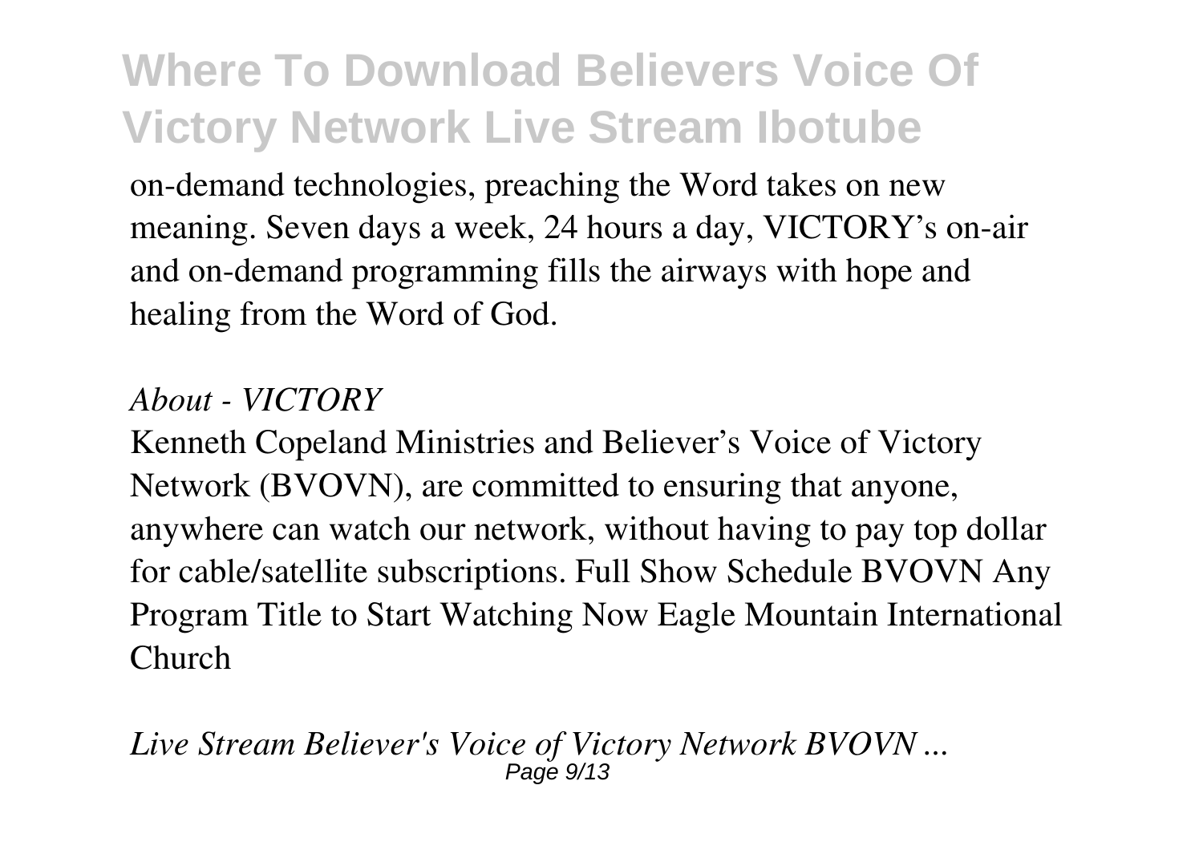on-demand technologies, preaching the Word takes on new meaning. Seven days a week, 24 hours a day, VICTORY's on-air and on-demand programming fills the airways with hope and healing from the Word of God.

*About - VICTORY*

Kenneth Copeland Ministries and Believer's Voice of Victory Network (BVOVN), are committed to ensuring that anyone, anywhere can watch our network, without having to pay top dollar for cable/satellite subscriptions. Full Show Schedule BVOVN Any Program Title to Start Watching Now Eagle Mountain International Church

*Live Stream Believer's Voice of Victory Network BVOVN ...*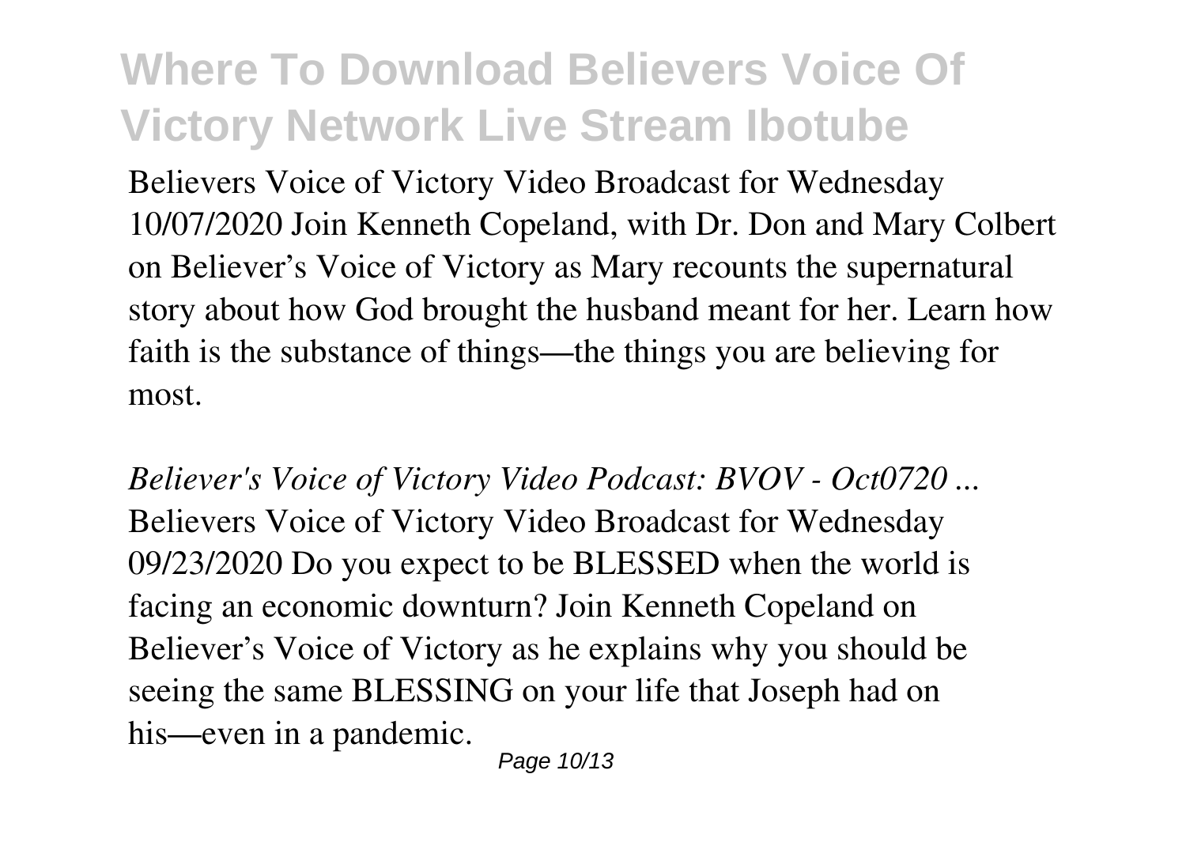Believers Voice of Victory Video Broadcast for Wednesday 10/07/2020 Join Kenneth Copeland, with Dr. Don and Mary Colbert on Believer's Voice of Victory as Mary recounts the supernatural story about how God brought the husband meant for her. Learn how faith is the substance of things—the things you are believing for most.

*Believer's Voice of Victory Video Podcast: BVOV - Oct0720 ...*
Believers Voice of Victory Video Broadcast for Wednesday 09/23/2020 Do you expect to be BLESSED when the world is facing an economic downturn? Join Kenneth Copeland on Believer's Voice of Victory as he explains why you should be seeing the same BLESSING on your life that Joseph had on his—even in a pandemic.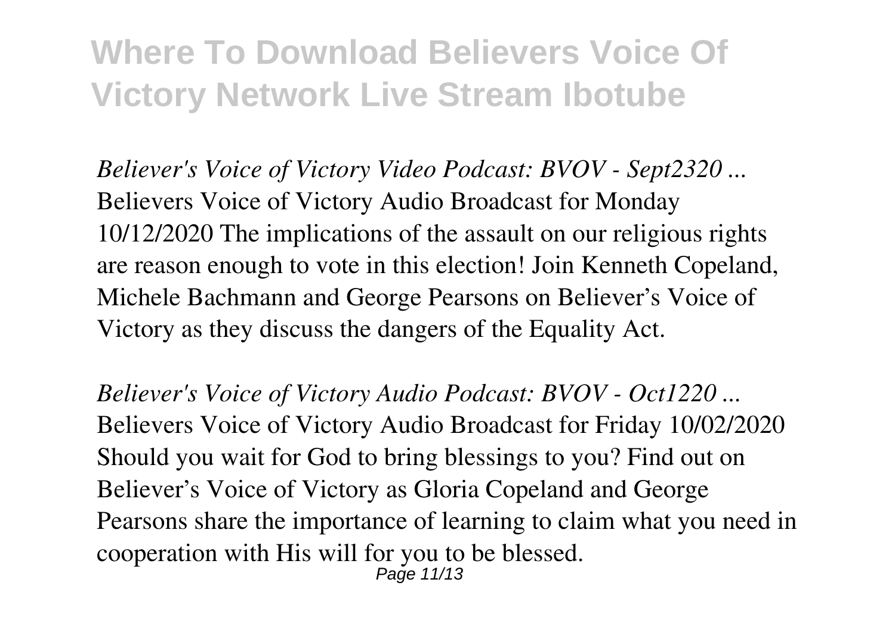*Believer's Voice of Victory Video Podcast: BVOV - Sept2320 ...*
Believers Voice of Victory Audio Broadcast for Monday 10/12/2020 The implications of the assault on our religious rights are reason enough to vote in this election! Join Kenneth Copeland, Michele Bachmann and George Pearsons on Believer's Voice of Victory as they discuss the dangers of the Equality Act.

*Believer's Voice of Victory Audio Podcast: BVOV - Oct1220 ...*
Believers Voice of Victory Audio Broadcast for Friday 10/02/2020 Should you wait for God to bring blessings to you? Find out on Believer's Voice of Victory as Gloria Copeland and George Pearsons share the importance of learning to claim what you need in cooperation with His will for you to be blessed.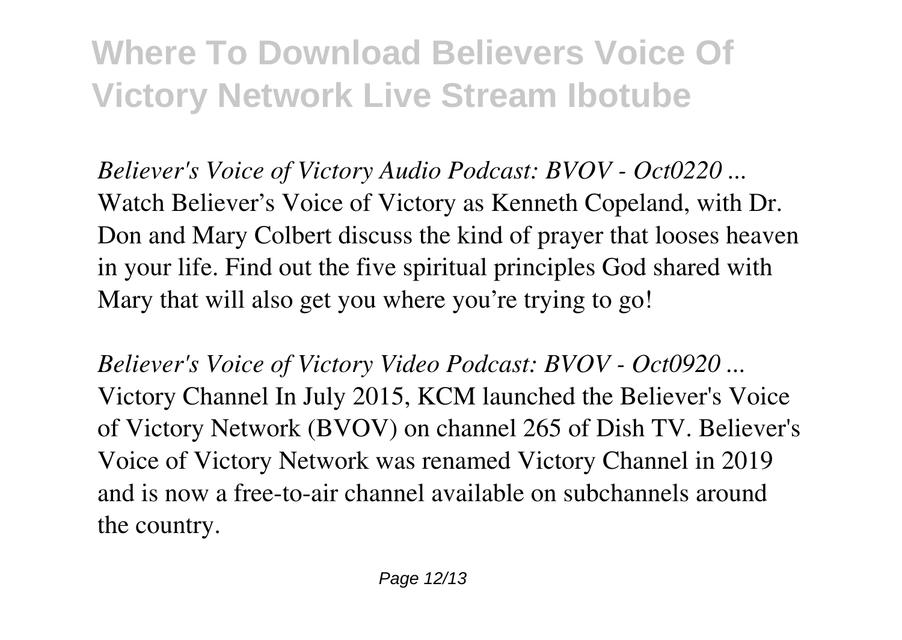*Believer's Voice of Victory Audio Podcast: BVOV - Oct0220 ...*
Watch Believer's Voice of Victory as Kenneth Copeland, with Dr. Don and Mary Colbert discuss the kind of prayer that looses heaven in your life. Find out the five spiritual principles God shared with Mary that will also get you where you're trying to go!

*Believer's Voice of Victory Video Podcast: BVOV - Oct0920 ...*
Victory Channel In July 2015, KCM launched the Believer's Voice of Victory Network (BVOV) on channel 265 of Dish TV. Believer's Voice of Victory Network was renamed Victory Channel in 2019 and is now a free-to-air channel available on subchannels around the country.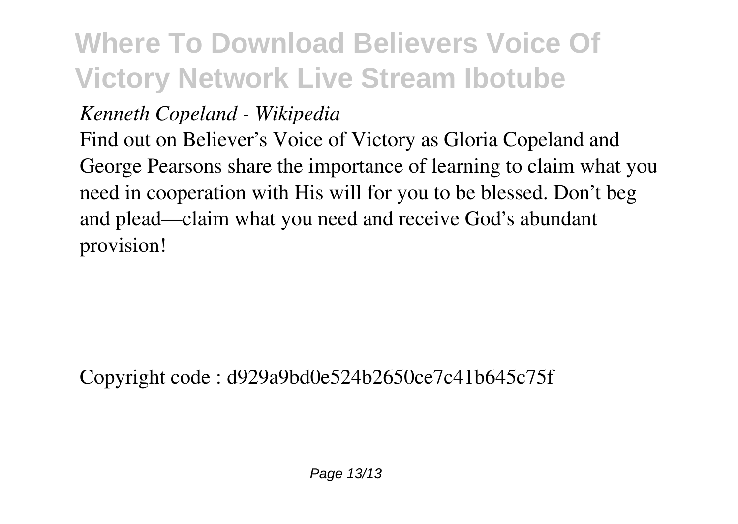*Kenneth Copeland - Wikipedia*

Find out on Believer's Voice of Victory as Gloria Copeland and George Pearsons share the importance of learning to claim what you need in cooperation with His will for you to be blessed. Don't beg and plead—claim what you need and receive God's abundant provision!

Copyright code : d929a9bd0e524b2650ce7c41b645c75f